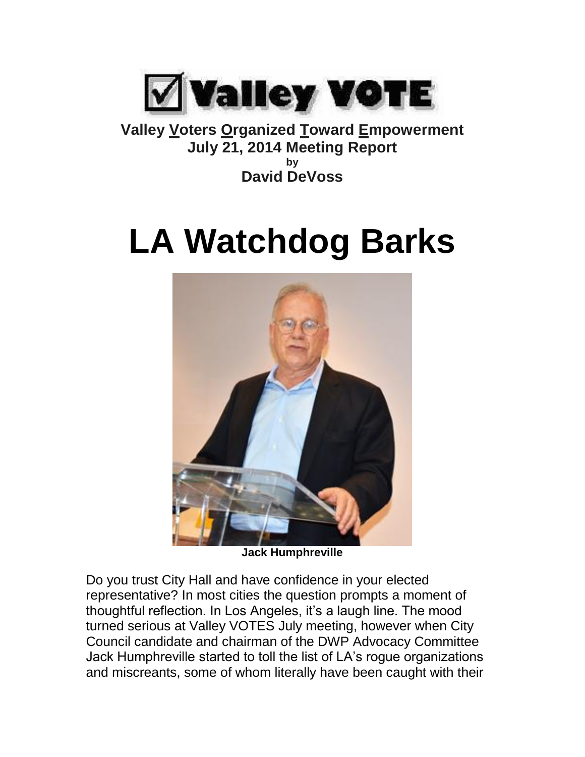**Valley VOTE**

**Valley Voters Organized Toward Empowerment**
**July 21, 2014 Meeting Report**
**by**
**David DeVoss**

# LA Watchdog Barks

**Jack Humphreville**

Do you trust City Hall and have confidence in your elected representative? In most cities the question prompts a moment of thoughtful reflection. In Los Angeles, it's a laugh line. The mood turned serious at Valley VOTES July meeting, however when City Council candidate and chairman of the DWP Advocacy Committee Jack Humphreville started to toll the list of LA's rogue organizations and miscreants, some of whom literally have been caught with their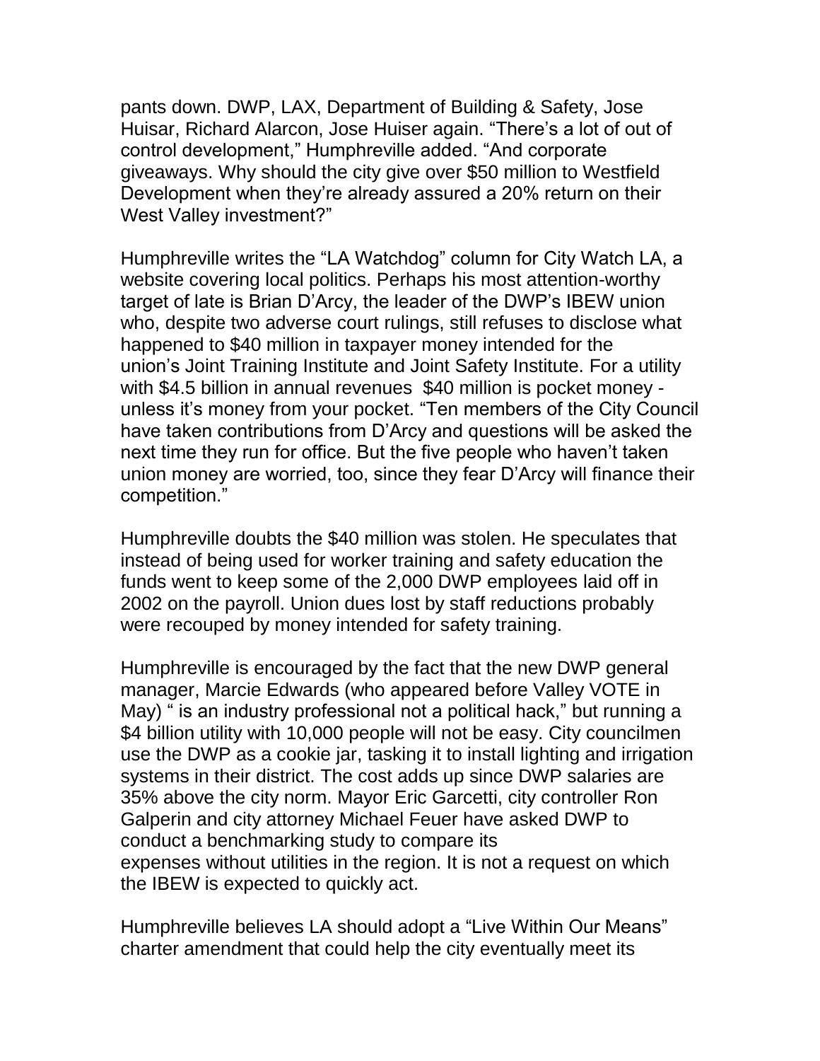pants down. DWP, LAX, Department of Building & Safety, Jose Huisar, Richard Alarcon, Jose Huiser again. "There's a lot of out of control development," Humphreville added. "And corporate giveaways. Why should the city give over $50 million to Westfield Development when they're already assured a 20% return on their West Valley investment?"

Humphreville writes the "LA Watchdog" column for City Watch LA, a website covering local politics. Perhaps his most attention-worthy target of late is Brian D'Arcy, the leader of the DWP's IBEW union who, despite two adverse court rulings, still refuses to disclose what happened to $40 million in taxpayer money intended for the union's Joint Training Institute and Joint Safety Institute. For a utility with $4.5 billion in annual revenues $40 million is pocket money - unless it's money from your pocket. "Ten members of the City Council have taken contributions from D'Arcy and questions will be asked the next time they run for office. But the five people who haven't taken union money are worried, too, since they fear D'Arcy will finance their competition."

Humphreville doubts the $40 million was stolen. He speculates that instead of being used for worker training and safety education the funds went to keep some of the 2,000 DWP employees laid off in 2002 on the payroll. Union dues lost by staff reductions probably were recouped by money intended for safety training.

Humphreville is encouraged by the fact that the new DWP general manager, Marcie Edwards (who appeared before Valley VOTE in May) " is an industry professional not a political hack," but running a $4 billion utility with 10,000 people will not be easy. City councilmen use the DWP as a cookie jar, tasking it to install lighting and irrigation systems in their district. The cost adds up since DWP salaries are 35% above the city norm. Mayor Eric Garcetti, city controller Ron Galperin and city attorney Michael Feuer have asked DWP to conduct a benchmarking study to compare its expenses without utilities in the region. It is not a request on which the IBEW is expected to quickly act.

Humphreville believes LA should adopt a "Live Within Our Means" charter amendment that could help the city eventually meet its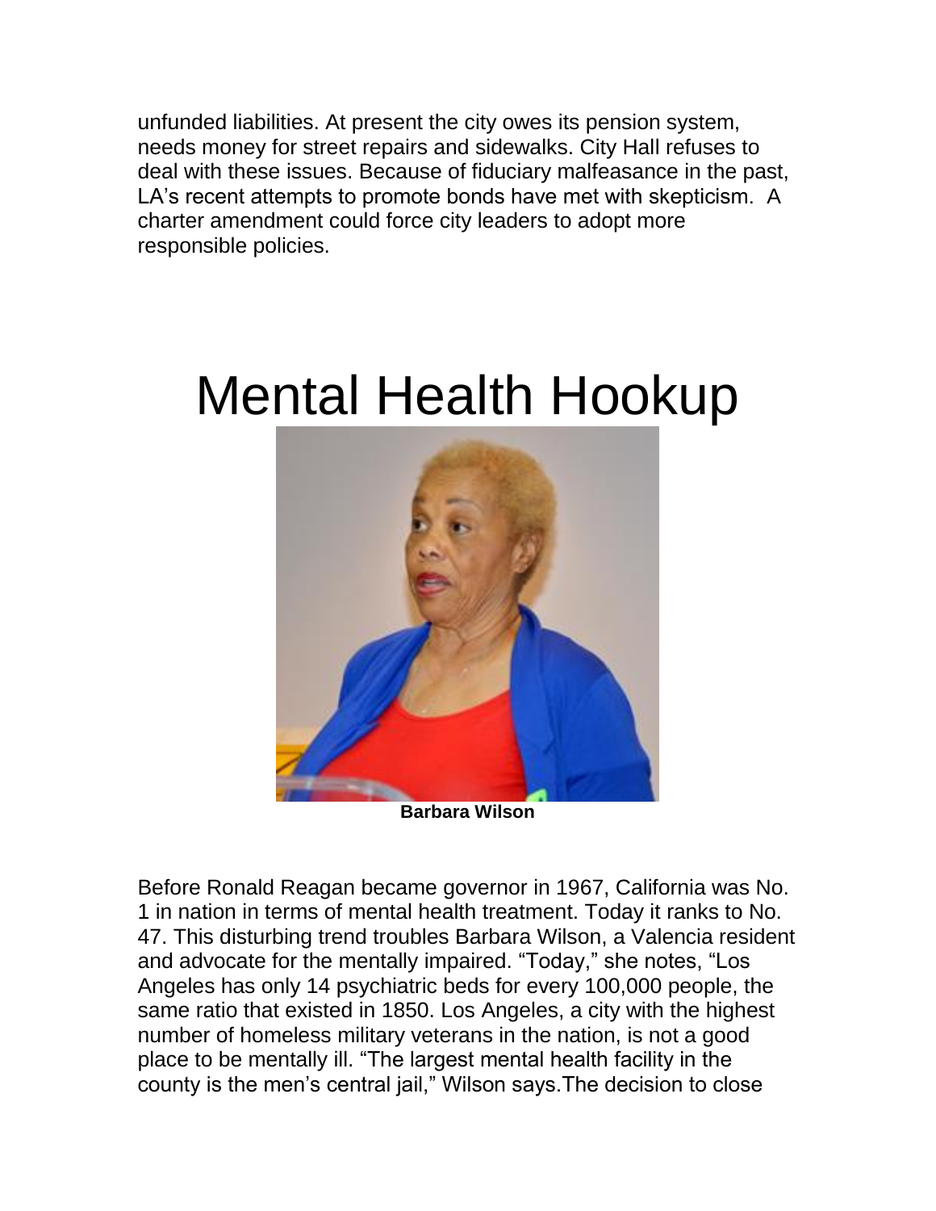unfunded liabilities. At present the city owes its pension system, needs money for street repairs and sidewalks. City Hall refuses to deal with these issues. Because of fiduciary malfeasance in the past, LA's recent attempts to promote bonds have met with skepticism. A charter amendment could force city leaders to adopt more responsible policies.

# Mental Health Hookup

**Barbara Wilson**

Before Ronald Reagan became governor in 1967, California was No. 1 in nation in terms of mental health treatment. Today it ranks to No. 47. This disturbing trend troubles Barbara Wilson, a Valencia resident and advocate for the mentally impaired. "Today," she notes, "Los Angeles has only 14 psychiatric beds for every 100,000 people, the same ratio that existed in 1850. Los Angeles, a city with the highest number of homeless military veterans in the nation, is not a good place to be mentally ill. "The largest mental health facility in the county is the men's central jail," Wilson says.The decision to close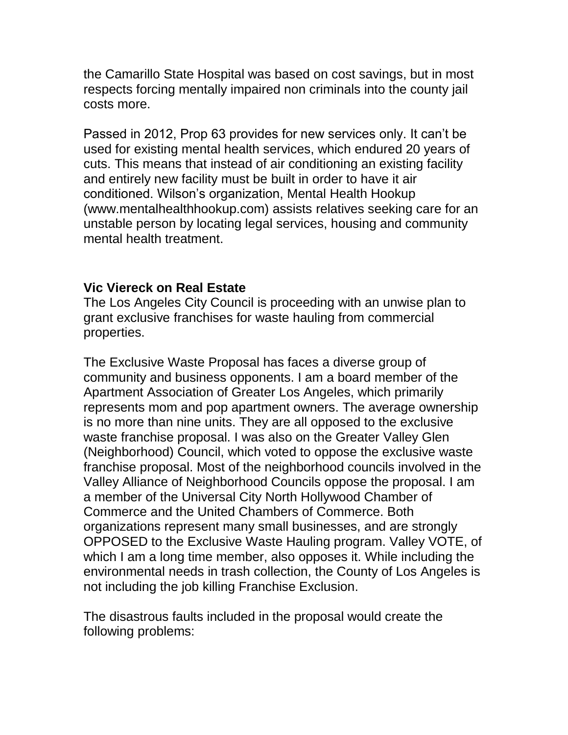the Camarillo State Hospital was based on cost savings, but in most respects forcing mentally impaired non criminals into the county jail costs more.

Passed in 2012, Prop 63 provides for new services only. It can't be used for existing mental health services, which endured 20 years of cuts. This means that instead of air conditioning an existing facility and entirely new facility must be built in order to have it air conditioned. Wilson's organization, Mental Health Hookup (www.mentalhealthhookup.com) assists relatives seeking care for an unstable person by locating legal services, housing and community mental health treatment.

**Vic Viereck on Real Estate**

The Los Angeles City Council is proceeding with an unwise plan to grant exclusive franchises for waste hauling from commercial properties.

The Exclusive Waste Proposal has faces a diverse group of community and business opponents. I am a board member of the Apartment Association of Greater Los Angeles, which primarily represents mom and pop apartment owners. The average ownership is no more than nine units. They are all opposed to the exclusive waste franchise proposal. I was also on the Greater Valley Glen (Neighborhood) Council, which voted to oppose the exclusive waste franchise proposal. Most of the neighborhood councils involved in the Valley Alliance of Neighborhood Councils oppose the proposal. I am a member of the Universal City North Hollywood Chamber of Commerce and the United Chambers of Commerce. Both organizations represent many small businesses, and are strongly OPPOSED to the Exclusive Waste Hauling program. Valley VOTE, of which I am a long time member, also opposes it. While including the environmental needs in trash collection, the County of Los Angeles is not including the job killing Franchise Exclusion.

The disastrous faults included in the proposal would create the following problems: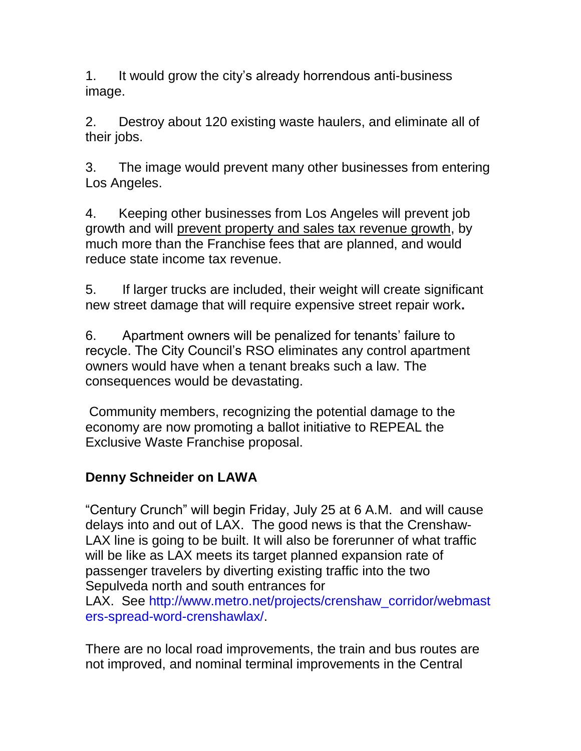1. It would grow the city's already horrendous anti-business image.

2. Destroy about 120 existing waste haulers, and eliminate all of their jobs.

3. The image would prevent many other businesses from entering Los Angeles.

4. Keeping other businesses from Los Angeles will prevent job growth and will <u>prevent property and sales tax revenue growth</u>, by much more than the Franchise fees that are planned, and would reduce state income tax revenue.

5. If larger trucks are included, their weight will create significant new street damage that will require expensive street repair work**.**

6. Apartment owners will be penalized for tenants' failure to recycle. The City Council's RSO eliminates any control apartment owners would have when a tenant breaks such a law. The consequences would be devastating.

Community members, recognizing the potential damage to the economy are now promoting a ballot initiative to REPEAL the Exclusive Waste Franchise proposal.

**Denny Schneider on LAWA**

"Century Crunch" will begin Friday, July 25 at 6 A.M. and will cause delays into and out of LAX. The good news is that the Crenshaw-LAX line is going to be built. It will also be forerunner of what traffic will be like as LAX meets its target planned expansion rate of passenger travelers by diverting existing traffic into the two Sepulveda north and south entrances for LAX. See http://www.metro.net/projects/crenshaw_corridor/webmasters-spread-word-crenshawlax/.

There are no local road improvements, the train and bus routes are not improved, and nominal terminal improvements in the Central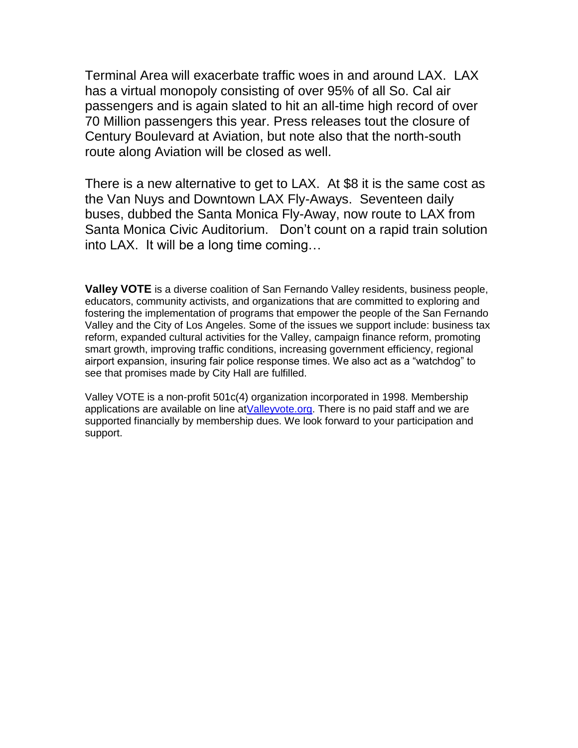Terminal Area will exacerbate traffic woes in and around LAX. LAX has a virtual monopoly consisting of over 95% of all So. Cal air passengers and is again slated to hit an all-time high record of over 70 Million passengers this year. Press releases tout the closure of Century Boulevard at Aviation, but note also that the north-south route along Aviation will be closed as well.

There is a new alternative to get to LAX. At $8 it is the same cost as the Van Nuys and Downtown LAX Fly-Aways. Seventeen daily buses, dubbed the Santa Monica Fly-Away, now route to LAX from Santa Monica Civic Auditorium. Don't count on a rapid train solution into LAX. It will be a long time coming…

**Valley VOTE** is a diverse coalition of San Fernando Valley residents, business people, educators, community activists, and organizations that are committed to exploring and fostering the implementation of programs that empower the people of the San Fernando Valley and the City of Los Angeles. Some of the issues we support include: business tax reform, expanded cultural activities for the Valley, campaign finance reform, promoting smart growth, improving traffic conditions, increasing government efficiency, regional airport expansion, insuring fair police response times. We also act as a "watchdog" to see that promises made by City Hall are fulfilled.

Valley VOTE is a non-profit 501c(4) organization incorporated in 1998. Membership applications are available on line at[Valleyvote.org](http://Valleyvote.org). There is no paid staff and we are supported financially by membership dues. We look forward to your participation and support.